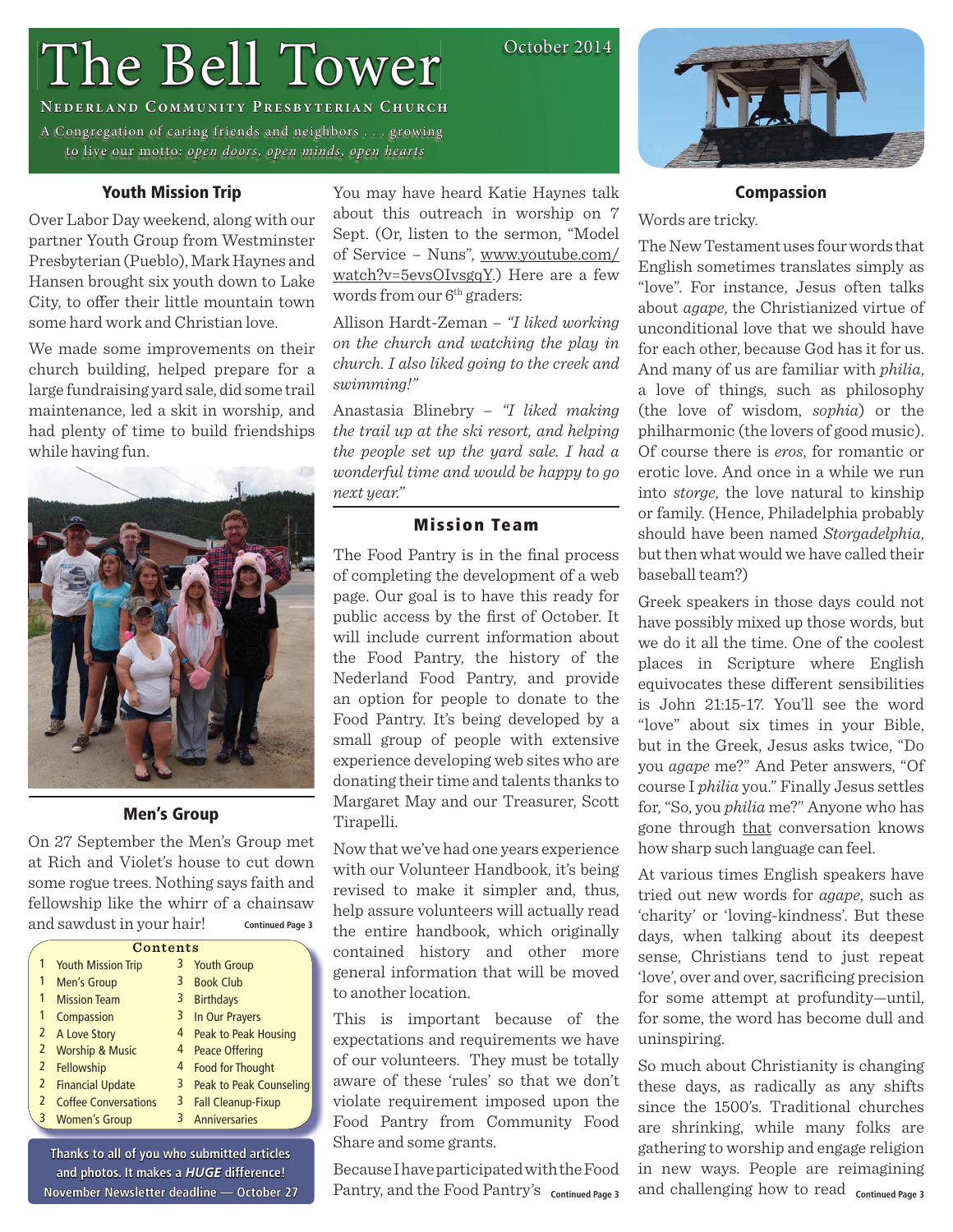# The Bell Tower

October 2014

**Nederland Community Presbyterian Church**

A Congregation of caring friends and neighbors . . . growing to live our motto: *open doors, open minds, open hearts*

## Youth Mission Trip

Over Labor Day weekend, along with our partner Youth Group from Westminster Presbyterian (Pueblo), Mark Haynes and Hansen brought six youth down to Lake City, to offer their little mountain town some hard work and Christian love.

We made some improvements on their church building, helped prepare for a large fundraising yard sale, did some trail maintenance, led a skit in worship, and had plenty of time to build friendships while having fun.

You may have heard Katie Haynes talk about this outreach in worship on 7 Sept. (Or, listen to the sermon, "Model of Service – Nuns", www.youtube.com/watch?v=5evsOIvsgqY.) Here are a few words from our 6th graders:

Allison Hardt-Zeman – *"I liked working on the church and watching the play in church. I also liked going to the creek and swimming!"*

Anastasia Blinebry – *"I liked making the trail up at the ski resort, and helping the people set up the yard sale. I had a wonderful time and would be happy to go next year."*

## Men's Group

On 27 September the Men's Group met at Rich and Violet's house to cut down some rogue trees. Nothing says faith and fellowship like the whirr of a chainsaw and sawdust in your hair! **Continued Page 3**

## Mission Team

The Food Pantry is in the final process of completing the development of a web page. Our goal is to have this ready for public access by the first of October. It will include current information about the Food Pantry, the history of the Nederland Food Pantry, and provide an option for people to donate to the Food Pantry. It's being developed by a small group of people with extensive experience developing web sites who are donating their time and talents thanks to Margaret May and our Treasurer, Scott Tirapelli.

Now that we've had one years experience with our Volunteer Handbook, it's being revised to make it simpler and, thus, help assure volunteers will actually read the entire handbook, which originally contained history and other more general information that will be moved to another location.

This is important because of the expectations and requirements we have of our volunteers. They must be totally aware of these 'rules' so that we don't violate requirement imposed upon the Food Pantry from Community Food Share and some grants.

Because I have participated with the Food Pantry, and the Food Pantry's **Continued Page 3**

## Compassion

Words are tricky.

The New Testament uses four words that English sometimes translates simply as "love". For instance, Jesus often talks about *agape*, the Christianized virtue of unconditional love that we should have for each other, because God has it for us. And many of us are familiar with *philia*, a love of things, such as philosophy (the love of wisdom, *sophia*) or the philharmonic (the lovers of good music). Of course there is *eros*, for romantic or erotic love. And once in a while we run into *storge*, the love natural to kinship or family. (Hence, Philadelphia probably should have been named *Storgadelphia*, but then what would we have called their baseball team?)

Greek speakers in those days could not have possibly mixed up those words, but we do it all the time. One of the coolest places in Scripture where English equivocates these different sensibilities is John 21:15-17. You'll see the word "love" about six times in your Bible, but in the Greek, Jesus asks twice, "Do you *agape* me?" And Peter answers, "Of course I *philia* you." Finally Jesus settles for, "So, you *philia* me?" Anyone who has gone through that conversation knows how sharp such language can feel.

At various times English speakers have tried out new words for *agape*, such as 'charity' or 'loving-kindness'. But these days, when talking about its deepest sense, Christians tend to just repeat 'love', over and over, sacrificing precision for some attempt at profundity—until, for some, the word has become dull and uninspiring.

So much about Christianity is changing these days, as radically as any shifts since the 1500's. Traditional churches are shrinking, while many folks are gathering to worship and engage religion in new ways. People are reimagining and challenging how to read **Continued Page 3**

**Contents**

| Page | Article | Page | Article |
|---|---|---|---|
| 1 | Youth Mission Trip | 3 | Youth Group |
| 1 | Men's Group | 3 | Book Club |
| 1 | Mission Team | 3 | Birthdays |
| 1 | Compassion | 3 | In Our Prayers |
| 2 | A Love Story | 4 | Peak to Peak Housing |
| 2 | Worship & Music | 4 | Peace Offering |
| 2 | Fellowship | 4 | Food for Thought |
| 2 | Financial Update | 3 | Peak to Peak Counseling |
| 2 | Coffee Conversations | 3 | Fall Cleanup-Fixup |
| 3 | Women's Group | 3 | Anniversaries |

**Thanks to all of you who submitted articles and photos. It makes a *HUGE* difference! November Newsletter deadline — October 27**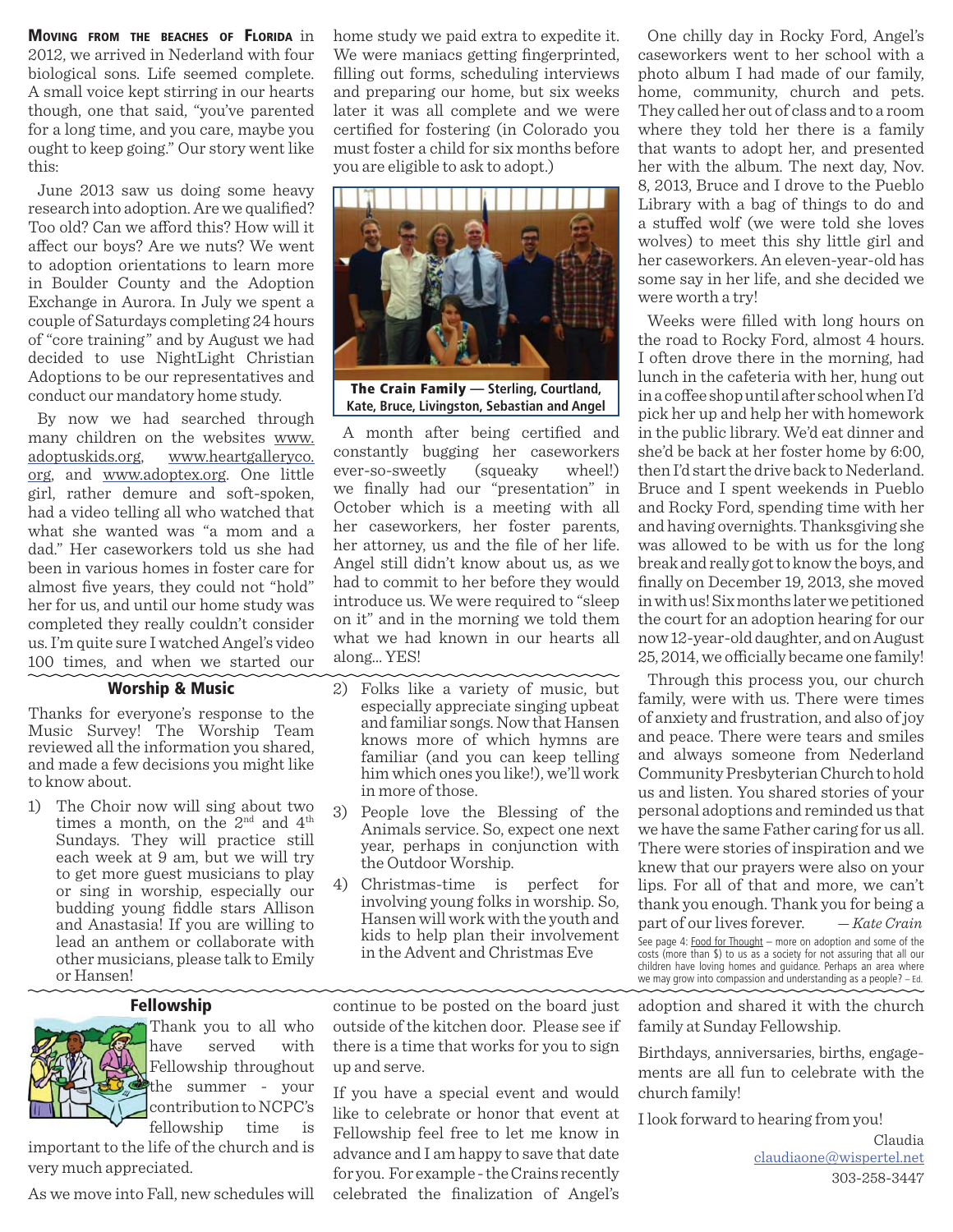**Moving from the beaches of Florida** in 2012, we arrived in Nederland with four biological sons. Life seemed complete. A small voice kept stirring in our hearts though, one that said, "you've parented for a long time, and you care, maybe you ought to keep going." Our story went like this:

June 2013 saw us doing some heavy research into adoption. Are we qualified? Too old? Can we afford this? How will it affect our boys? Are we nuts? We went to adoption orientations to learn more in Boulder County and the Adoption Exchange in Aurora. In July we spent a couple of Saturdays completing 24 hours of "core training" and by August we had decided to use NightLight Christian Adoptions to be our representatives and conduct our mandatory home study.

By now we had searched through many children on the websites www.adoptuskids.org, www.heartgalleryco.org, and www.adoptex.org. One little girl, rather demure and soft-spoken, had a video telling all who watched that what she wanted was "a mom and a dad." Her caseworkers told us she had been in various homes in foster care for almost five years, they could not "hold" her for us, and until our home study was completed they really couldn't consider us. I'm quite sure I watched Angel's video 100 times, and when we started our home study we paid extra to expedite it. We were maniacs getting fingerprinted, filling out forms, scheduling interviews and preparing our home, but six weeks later it was all complete and we were certified for fostering (in Colorado you must foster a child for six months before you are eligible to ask to adopt.)

**The Crain Family — Sterling, Courtland, Kate, Bruce, Livingston, Sebastian and Angel**

A month after being certified and constantly bugging her caseworkers ever-so-sweetly (squeaky wheel!) we finally had our "presentation" in October which is a meeting with all her caseworkers, her foster parents, her attorney, us and the file of her life. Angel still didn't know about us, as we had to commit to her before they would introduce us. We were required to "sleep on it" and in the morning we told them what we had known in our hearts all along... YES!

One chilly day in Rocky Ford, Angel's caseworkers went to her school with a photo album I had made of our family, home, community, church and pets. They called her out of class and to a room where they told her there is a family that wants to adopt her, and presented her with the album. The next day, Nov. 8, 2013, Bruce and I drove to the Pueblo Library with a bag of things to do and a stuffed wolf (we were told she loves wolves) to meet this shy little girl and her caseworkers. An eleven-year-old has some say in her life, and she decided we were worth a try!

Weeks were filled with long hours on the road to Rocky Ford, almost 4 hours. I often drove there in the morning, had lunch in the cafeteria with her, hung out in a coffee shop until after school when I'd pick her up and help her with homework in the public library. We'd eat dinner and she'd be back at her foster home by 6:00, then I'd start the drive back to Nederland. Bruce and I spent weekends in Pueblo and Rocky Ford, spending time with her and having overnights. Thanksgiving she was allowed to be with us for the long break and really got to know the boys, and finally on December 19, 2013, she moved in with us! Six months later we petitioned the court for an adoption hearing for our now 12-year-old daughter, and on August 25, 2014, we officially became one family!

Through this process you, our church family, were with us. There were times of anxiety and frustration, and also of joy and peace. There were tears and smiles and always someone from Nederland Community Presbyterian Church to hold us and listen. You shared stories of your personal adoptions and reminded us that we have the same Father caring for us all. There were stories of inspiration and we knew that our prayers were also on your lips. For all of that and more, we can't thank you enough. Thank you for being a part of our lives forever. *— Kate Crain*

See page 4: Food for Thought – more on adoption and some of the costs (more than $) to us as a society for not assuring that all our children have loving homes and guidance. Perhaps an area where we may grow into compassion and understanding as a people? – Ed.

## Worship & Music

Thanks for everyone's response to the Music Survey! The Worship Team reviewed all the information you shared, and made a few decisions you might like to know about.

1) The Choir now will sing about two times a month, on the 2nd and 4th Sundays. They will practice still each week at 9 am, but we will try to get more guest musicians to play or sing in worship, especially our budding young fiddle stars Allison and Anastasia! If you are willing to lead an anthem or collaborate with other musicians, please talk to Emily or Hansen!
2) Folks like a variety of music, but especially appreciate singing upbeat and familiar songs. Now that Hansen knows more of which hymns are familiar (and you can keep telling him which ones you like!), we'll work in more of those.
3) People love the Blessing of the Animals service. So, expect one next year, perhaps in conjunction with the Outdoor Worship.
4) Christmas-time is perfect for involving young folks in worship. So, Hansen will work with the youth and kids to help plan their involvement in the Advent and Christmas Eve

## Fellowship

Thank you to all who have served with Fellowship throughout the summer - your contribution to NCPC's fellowship time is important to the life of the church and is very much appreciated.

As we move into Fall, new schedules will continue to be posted on the board just outside of the kitchen door. Please see if there is a time that works for you to sign up and serve.

If you have a special event and would like to celebrate or honor that event at Fellowship feel free to let me know in advance and I am happy to save that date for you. For example - the Crains recently celebrated the finalization of Angel's adoption and shared it with the church family at Sunday Fellowship.

Birthdays, anniversaries, births, engagements are all fun to celebrate with the church family!

I look forward to hearing from you!

Claudia
claudiaone@wispertel.net
303-258-3447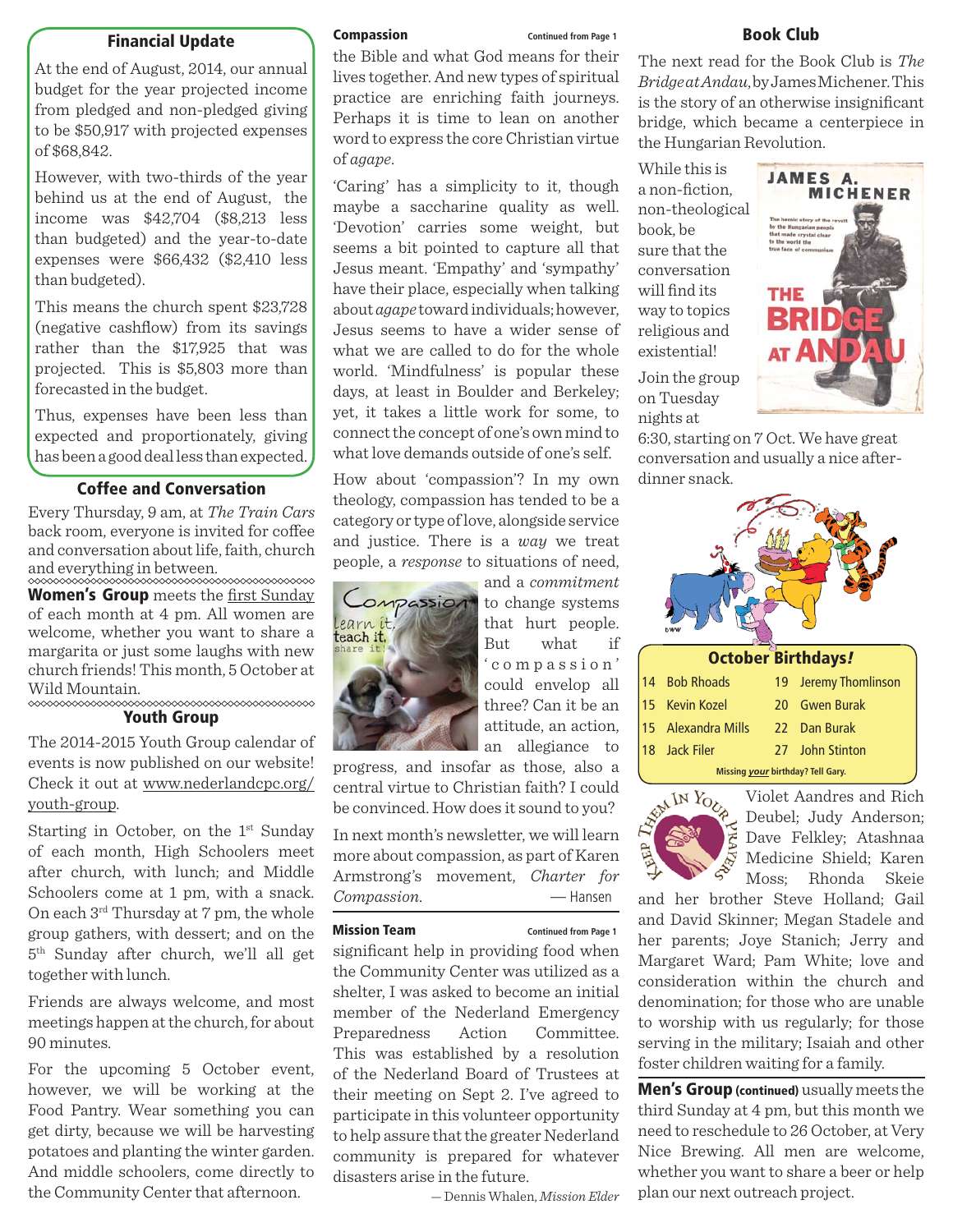## Financial Update

At the end of August, 2014, our annual budget for the year projected income from pledged and non-pledged giving to be $50,917 with projected expenses of $68,842.

However, with two-thirds of the year behind us at the end of August, the income was $42,704 ($8,213 less than budgeted) and the year-to-date expenses were $66,432 ($2,410 less than budgeted).

This means the church spent $23,728 (negative cashflow) from its savings rather than the $17,925 that was projected. This is $5,803 more than forecasted in the budget.

Thus, expenses have been less than expected and proportionately, giving has been a good deal less than expected.

## Coffee and Conversation

Every Thursday, 9 am, at *The Train Cars* back room, everyone is invited for coffee and conversation about life, faith, church and everything in between.

**Women's Group** meets the first Sunday of each month at 4 pm. All women are welcome, whether you want to share a margarita or just some laughs with new church friends! This month, 5 October at Wild Mountain.

## Youth Group

The 2014-2015 Youth Group calendar of events is now published on our website! Check it out at www.nederlandcpc.org/youth-group.

Starting in October, on the 1st Sunday of each month, High Schoolers meet after church, with lunch; and Middle Schoolers come at 1 pm, with a snack. On each 3rd Thursday at 7 pm, the whole group gathers, with dessert; and on the 5th Sunday after church, we'll all get together with lunch.

Friends are always welcome, and most meetings happen at the church, for about 90 minutes.

For the upcoming 5 October event, however, we will be working at the Food Pantry. Wear something you can get dirty, because we will be harvesting potatoes and planting the winter garden. And middle schoolers, come directly to the Community Center that afternoon.

## Compassion

Continued from Page 1

the Bible and what God means for their lives together. And new types of spiritual practice are enriching faith journeys. Perhaps it is time to lean on another word to express the core Christian virtue of *agape*.

'Caring' has a simplicity to it, though maybe a saccharine quality as well. 'Devotion' carries some weight, but seems a bit pointed to capture all that Jesus meant. 'Empathy' and 'sympathy' have their place, especially when talking about *agape* toward individuals; however, Jesus seems to have a wider sense of what we are called to do for the whole world. 'Mindfulness' is popular these days, at least in Boulder and Berkeley; yet, it takes a little work for some, to connect the concept of one's own mind to what love demands outside of one's self.

How about 'compassion'? In my own theology, compassion has tended to be a category or type of love, alongside service and justice. There is a *way* we treat people, a *response* to situations of need, and a *commitment* to change systems that hurt people. But what if 'compassion' could envelop all three? Can it be an attitude, an action, an allegiance to progress, and insofar as those, also a central virtue to Christian faith? I could be convinced. How does it sound to you?

In next month's newsletter, we will learn more about compassion, as part of Karen Armstrong's movement, *Charter for Compassion.*

— Hansen

## Mission Team

Continued from Page 1

significant help in providing food when the Community Center was utilized as a shelter, I was asked to become an initial member of the Nederland Emergency Preparedness Action Committee. This was established by a resolution of the Nederland Board of Trustees at their meeting on Sept 2. I've agreed to participate in this volunteer opportunity to help assure that the greater Nederland community is prepared for whatever disasters arise in the future.

— Dennis Whalen, *Mission Elder*

## Book Club

The next read for the Book Club is *The Bridge at Andau*, by James Michener. This is the story of an otherwise insignificant bridge, which became a centerpiece in the Hungarian Revolution.

While this is a non-fiction, non-theological book, be sure that the conversation will find its way to topics religious and existential!

Join the group on Tuesday nights at 6:30, starting on 7 Oct. We have great conversation and usually a nice after-dinner snack.

## October Birthdays!

| | | | |
|---|---|---|---|
| 14 | Bob Rhoads | 19 | Jeremy Thomlinson |
| 15 | Kevin Kozel | 20 | Gwen Burak |
| 15 | Alexandra Mills | 22 | Dan Burak |
| 18 | Jack Filer | 27 | John Stinton |

Missing *your* birthday? Tell Gary.

**Keep Them In Your Prayers**

Violet Aandres and Rich Deubel; Judy Anderson; Dave Felkley; Atashnaa Medicine Shield; Karen Moss; Rhonda Skeie and her brother Steve Holland; Gail and David Skinner; Megan Stadele and her parents; Joye Stanich; Jerry and Margaret Ward; Pam White; love and consideration within the church and denomination; for those who are unable to worship with us regularly; for those serving in the military; Isaiah and other foster children waiting for a family.

**Men's Group (continued)** usually meets the third Sunday at 4 pm, but this month we need to reschedule to 26 October, at Very Nice Brewing. All men are welcome, whether you want to share a beer or help plan our next outreach project.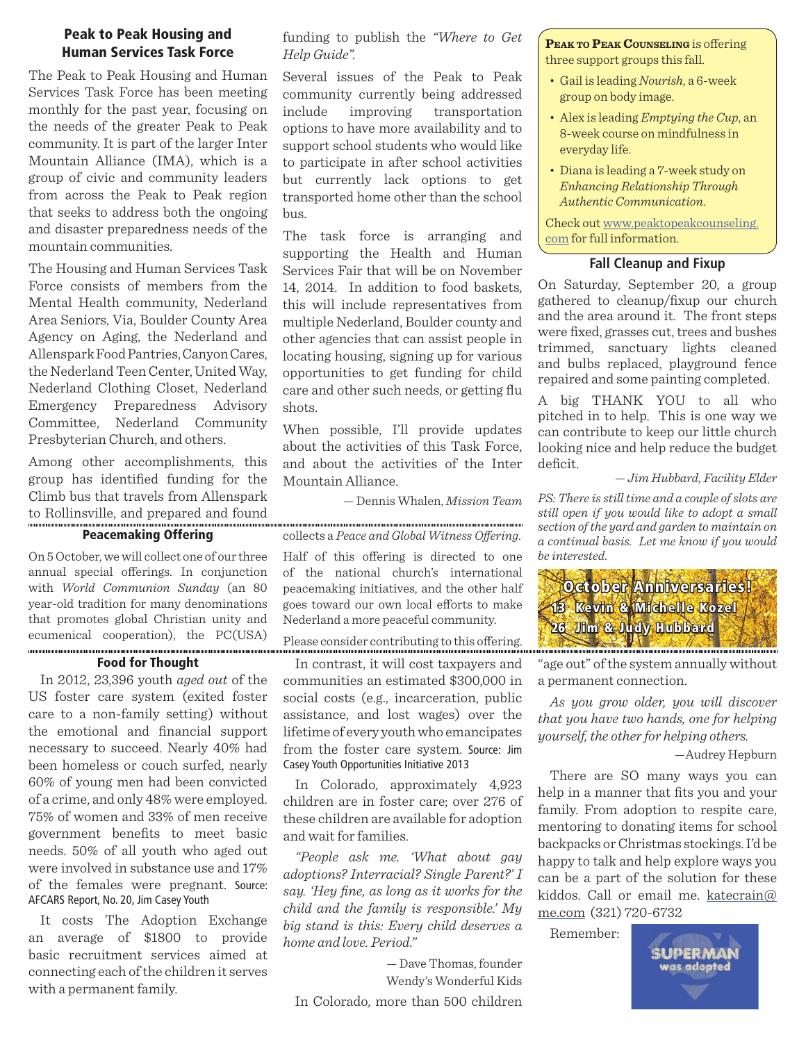## Peak to Peak Housing and Human Services Task Force

The Peak to Peak Housing and Human Services Task Force has been meeting monthly for the past year, focusing on the needs of the greater Peak to Peak community. It is part of the larger Inter Mountain Alliance (IMA), which is a group of civic and community leaders from across the Peak to Peak region that seeks to address both the ongoing and disaster preparedness needs of the mountain communities.

The Housing and Human Services Task Force consists of members from the Mental Health community, Nederland Area Seniors, Via, Boulder County Area Agency on Aging, the Nederland and Allenspark Food Pantries, Canyon Cares, the Nederland Teen Center, United Way, Nederland Clothing Closet, Nederland Emergency Preparedness Advisory Committee, Nederland Community Presbyterian Church, and others.

Among other accomplishments, this group has identified funding for the Climb bus that travels from Allenspark to Rollinsville, and prepared and found funding to publish the *"Where to Get Help Guide"*.

Several issues of the Peak to Peak community currently being addressed include improving transportation options to have more availability and to support school students who would like to participate in after school activities but currently lack options to get transported home other than the school bus.

The task force is arranging and supporting the Health and Human Services Fair that will be on November 14, 2014. In addition to food baskets, this will include representatives from multiple Nederland, Boulder county and other agencies that can assist people in locating housing, signing up for various opportunities to get funding for child care and other such needs, or getting flu shots.

When possible, I'll provide updates about the activities of this Task Force, and about the activities of the Inter Mountain Alliance.

— Dennis Whalen, *Mission Team*

**Peak to Peak Counseling** is offering three support groups this fall.

- Gail is leading *Nourish*, a 6-week group on body image.
- Alex is leading *Emptying the Cup*, an 8-week course on mindfulness in everyday life.
- Diana is leading a 7-week study on *Enhancing Relationship Through Authentic Communication*.

Check out www.peaktopeakcounseling.com for full information.

## Fall Cleanup and Fixup

On Saturday, September 20, a group gathered to cleanup/fixup our church and the area around it. The front steps were fixed, grasses cut, trees and bushes trimmed, sanctuary lights cleaned and bulbs replaced, playground fence repaired and some painting completed.

A big THANK YOU to all who pitched in to help. This is one way we can contribute to keep our little church looking nice and help reduce the budget deficit.

— *Jim Hubbard, Facility Elder*

*PS: There is still time and a couple of slots are still open if you would like to adopt a small section of the yard and garden to maintain on a continual basis. Let me know if you would be interested.*

## Peacemaking Offering

On 5 October, we will collect one of our three annual special offerings. In conjunction with *World Communion Sunday* (an 80 year-old tradition for many denominations that promotes global Christian unity and ecumenical cooperation), the PC(USA) collects a *Peace and Global Witness Offering*. Half of this offering is directed to one of the national church's international peacemaking initiatives, and the other half goes toward our own local efforts to make Nederland a more peaceful community.

Please consider contributing to this offering.

## October Anniversaries!

**13** Kevin & Michelle Kozel

**26** Jim & Judy Hubbard

## Food for Thought

In 2012, 23,396 youth *aged out* of the US foster care system (exited foster care to a non-family setting) without the emotional and financial support necessary to succeed. Nearly 40% had been homeless or couch surfed, nearly 60% of young men had been convicted of a crime, and only 48% were employed. 75% of women and 33% of men receive government benefits to meet basic needs. 50% of all youth who aged out were involved in substance use and 17% of the females were pregnant. Source: AFCARS Report, No. 20, Jim Casey Youth

It costs The Adoption Exchange an average of $1800 to provide basic recruitment services aimed at connecting each of the children it serves with a permanent family.

In contrast, it will cost taxpayers and communities an estimated $300,000 in social costs (e.g., incarceration, public assistance, and lost wages) over the lifetime of every youth who emancipates from the foster care system. Source: Jim Casey Youth Opportunities Initiative 2013

In Colorado, approximately 4,923 children are in foster care; over 276 of these children are available for adoption and wait for families.

*"People ask me. 'What about gay adoptions? Interracial? Single Parent?' I say. 'Hey fine, as long as it works for the child and the family is responsible.' My big stand is this: Every child deserves a home and love. Period."*

— Dave Thomas, founder
Wendy's Wonderful Kids

In Colorado, more than 500 children "age out" of the system annually without a permanent connection.

*As you grow older, you will discover that you have two hands, one for helping yourself, the other for helping others.*

—Audrey Hepburn

There are SO many ways you can help in a manner that fits you and your family. From adoption to respite care, mentoring to donating items for school backpacks or Christmas stockings. I'd be happy to talk and help explore ways you can be a part of the solution for these kiddos. Call or email me. katecrain@me.com (321) 720-6732

Remember:

SUPERMAN was adopted